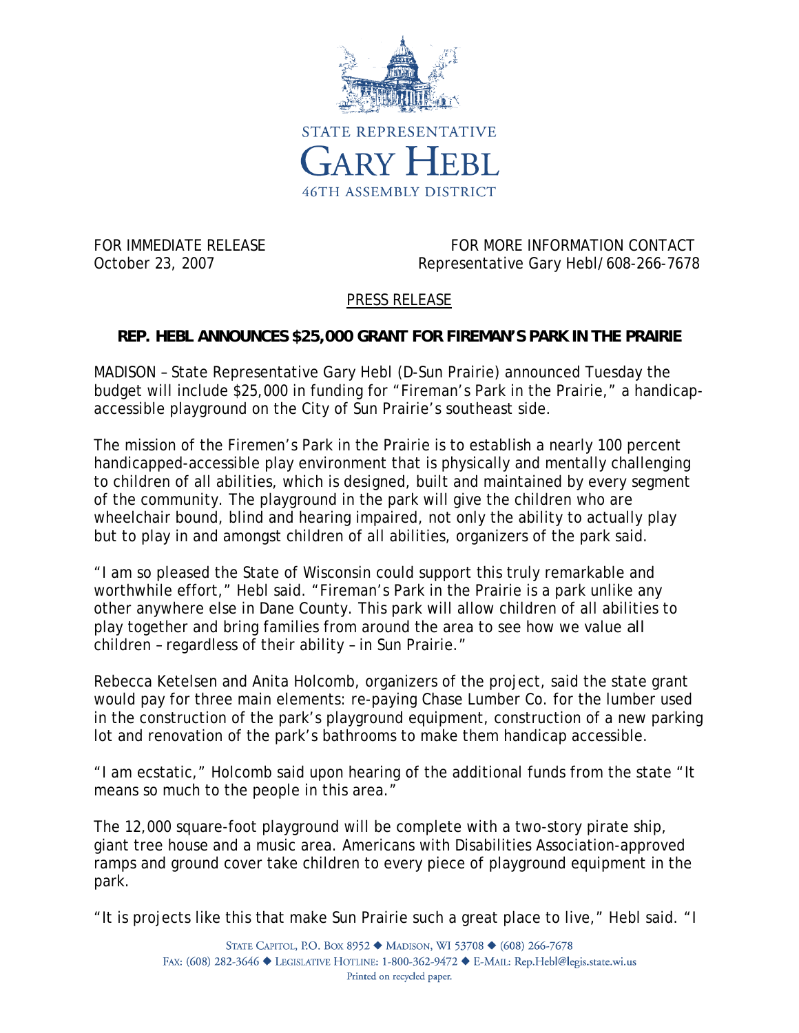STATE REPRESENTATIVE

GARY HEBL

46TH ASSEMBLY DISTRICT

FOR IMMEDIATE RELEASE
October 23, 2007

FOR MORE INFORMATION CONTACT
Representative Gary Hebl/608-266-7678

PRESS RELEASE

**REP. HEBL ANNOUNCES $25,000 GRANT FOR FIREMAN'S PARK IN THE PRAIRIE**

MADISON – State Representative Gary Hebl (D-Sun Prairie) announced Tuesday the budget will include $25,000 in funding for "Fireman's Park in the Prairie," a handicap-accessible playground on the City of Sun Prairie's southeast side.

The mission of the Firemen's Park in the Prairie is to establish a nearly 100 percent handicapped-accessible play environment that is physically and mentally challenging to children of all abilities, which is designed, built and maintained by every segment of the community. The playground in the park will give the children who are wheelchair bound, blind and hearing impaired, not only the ability to actually play but to play in and amongst children of all abilities, organizers of the park said.

"I am so pleased the State of Wisconsin could support this truly remarkable and worthwhile effort," Hebl said. "Fireman's Park in the Prairie is a park unlike any other anywhere else in Dane County. This park will allow children of all abilities to play together and bring families from around the area to see how we value all children – regardless of their ability – in Sun Prairie."

Rebecca Ketelsen and Anita Holcomb, organizers of the project, said the state grant would pay for three main elements: re-paying Chase Lumber Co. for the lumber used in the construction of the park's playground equipment, construction of a new parking lot and renovation of the park's bathrooms to make them handicap accessible.

"I am ecstatic," Holcomb said upon hearing of the additional funds from the state "It means so much to the people in this area."

The 12,000 square-foot playground will be complete with a two-story pirate ship, giant tree house and a music area. Americans with Disabilities Association-approved ramps and ground cover take children to every piece of playground equipment in the park.

"It is projects like this that make Sun Prairie such a great place to live," Hebl said. "I

STATE CAPITOL, P.O. BOX 8952 ◆ MADISON, WI 53708 ◆ (608) 266-7678
FAX: (608) 282-3646 ◆ LEGISLATIVE HOTLINE: 1-800-362-9472 ◆ E-MAIL: Rep.Hebl@legis.state.wi.us
Printed on recycled paper.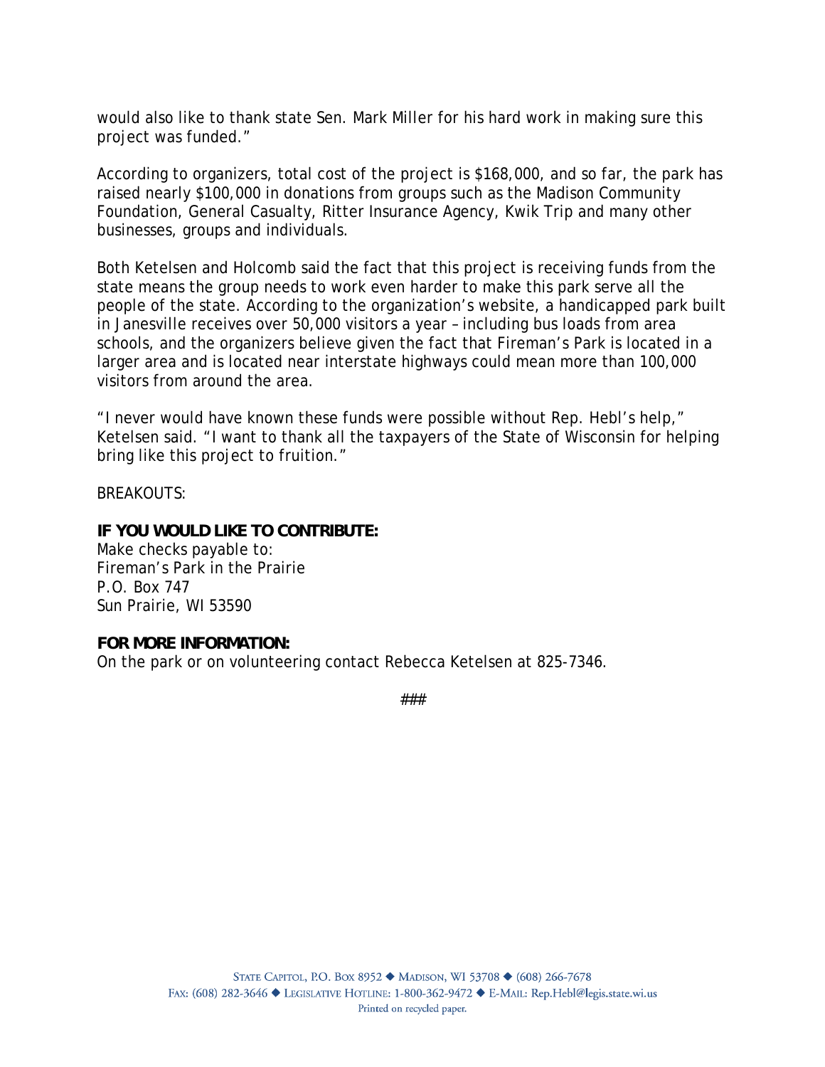would also like to thank state Sen. Mark Miller for his hard work in making sure this project was funded."

According to organizers, total cost of the project is $168,000, and so far, the park has raised nearly $100,000 in donations from groups such as the Madison Community Foundation, General Casualty, Ritter Insurance Agency, Kwik Trip and many other businesses, groups and individuals.

Both Ketelsen and Holcomb said the fact that this project is receiving funds from the state means the group needs to work even harder to make this park serve all the people of the state. According to the organization's website, a handicapped park built in Janesville receives over 50,000 visitors a year – including bus loads from area schools, and the organizers believe given the fact that Fireman's Park is located in a larger area and is located near interstate highways could mean more than 100,000 visitors from around the area.

"I never would have known these funds were possible without Rep. Hebl's help," Ketelsen said. "I want to thank all the taxpayers of the State of Wisconsin for helping bring like this project to fruition."

BREAKOUTS:

**IF YOU WOULD LIKE TO CONTRIBUTE:**
Make checks payable to:
Fireman's Park in the Prairie
P.O. Box 747
Sun Prairie, WI 53590

**FOR MORE INFORMATION:**
On the park or on volunteering contact Rebecca Ketelsen at 825-7346.

###

STATE CAPITOL, P.O. BOX 8952 ◆ MADISON, WI 53708 ◆ (608) 266-7678
FAX: (608) 282-3646 ◆ LEGISLATIVE HOTLINE: 1-800-362-9472 ◆ E-MAIL: Rep.Hebl@legis.state.wi.us
Printed on recycled paper.